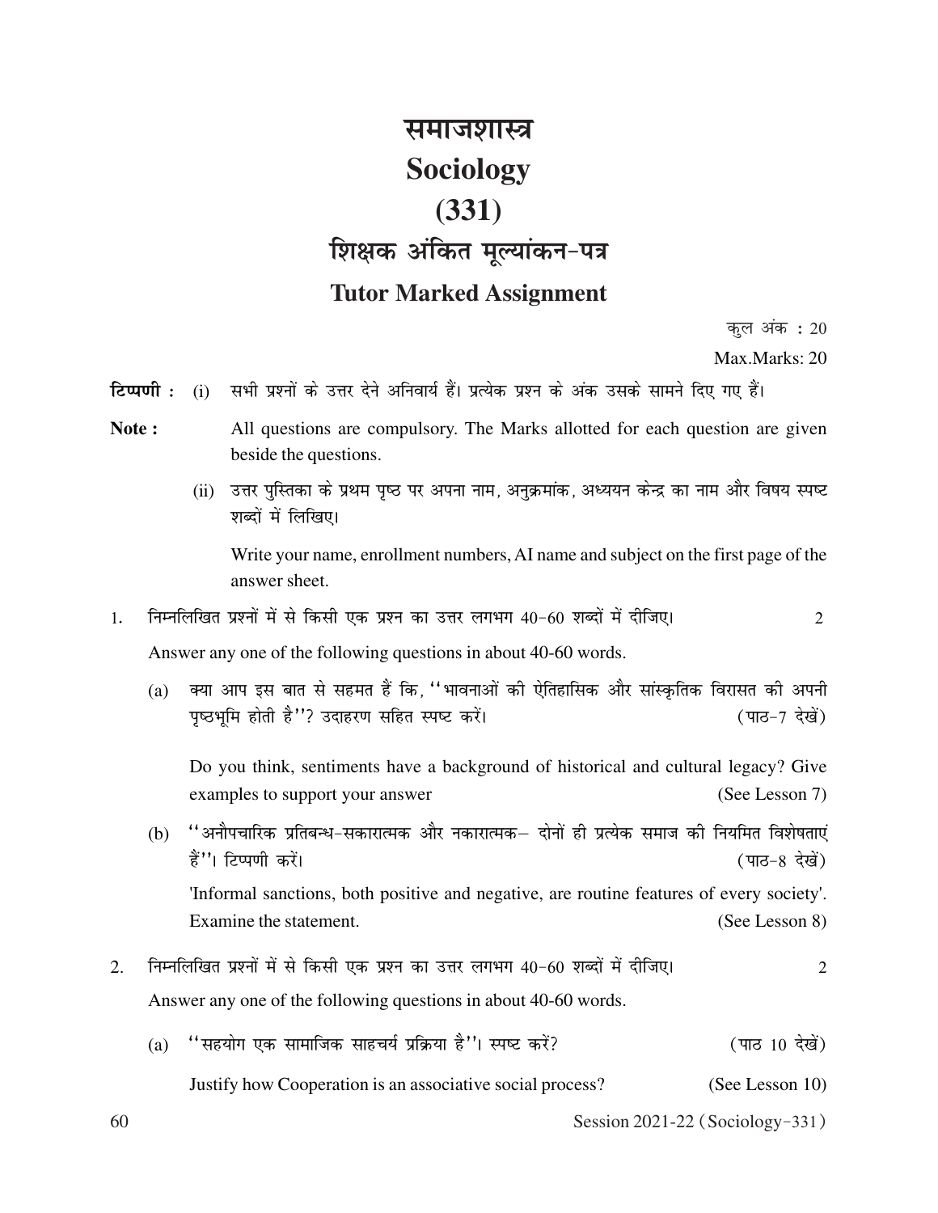# समाजशास्त्र

# Sociology

# (331)

## शिक्षक अंकित मूल्यांकन-पत्र

## Tutor Marked Assignment

कुल अंक : 20

Max.Marks: 20

**टिप्पणी :** (i) सभी प्रश्नों के उत्तर देने अनिवार्य हैं। प्रत्येक प्रश्न के अंक उसके सामने दिए गए हैं।

**Note :** All questions are compulsory. The Marks allotted for each question are given beside the questions.

(ii) उत्तर पुस्तिका के प्रथम पृष्ठ पर अपना नाम, अनुक्रमांक, अध्ययन केन्द्र का नाम और विषय स्पष्ट शब्दों में लिखिए।

Write your name, enrollment numbers, AI name and subject on the first page of the answer sheet.

1. निम्नलिखित प्रश्नों में से किसी एक प्रश्न का उत्तर लगभग 40-60 शब्दों में दीजिए। 2

   Answer any one of the following questions in about 40-60 words.

   (a) क्या आप इस बात से सहमत हैं कि, ''भावनाओं की ऐतिहासिक और सांस्कृतिक विरासत की अपनी पृष्ठभूमि होती है''? उदाहरण सहित स्पष्ट करें। (पाठ-7 देखें)

   Do you think, sentiments have a background of historical and cultural legacy? Give examples to support your answer (See Lesson 7)

   (b) ''अनौपचारिक प्रतिबन्ध-सकारात्मक और नकारात्मक– दोनों ही प्रत्येक समाज की नियमित विशेषताएं हैं''। टिप्पणी करें। (पाठ-8 देखें)

   'Informal sanctions, both positive and negative, are routine features of every society'. Examine the statement. (See Lesson 8)

2. निम्नलिखित प्रश्नों में से किसी एक प्रश्न का उत्तर लगभग 40-60 शब्दों में दीजिए। 2

   Answer any one of the following questions in about 40-60 words.

   (a) ''सहयोग एक सामाजिक साहचर्य प्रक्रिया है''। स्पष्ट करें? (पाठ 10 देखें)

   Justify how Cooperation is an associative social process? (See Lesson 10)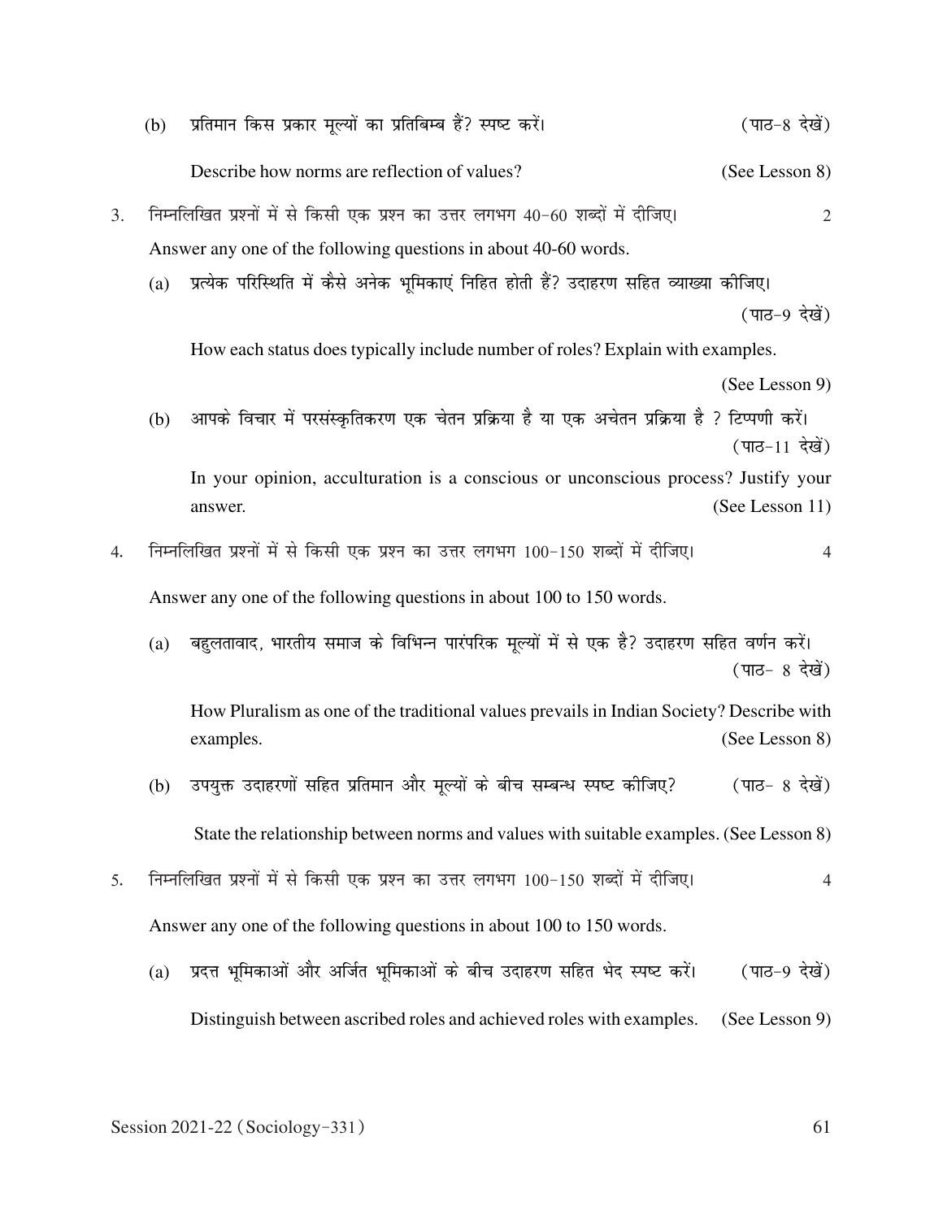(b) प्रतिमान किस प्रकार मूल्यों का प्रतिबिम्ब हैं? स्पष्ट करें। (पाठ-8 देखें)

Describe how norms are reflection of values? (See Lesson 8)

3. निम्नलिखित प्रश्नों में से किसी एक प्रश्न का उत्तर लगभग 40-60 शब्दों में दीजिए। 2

Answer any one of the following questions in about 40-60 words.

(a) प्रत्येक परिस्थिति में कैसे अनेक भूमिकाएं निहित होती हैं? उदाहरण सहित व्याख्या कीजिए। (पाठ-9 देखें)

How each status does typically include number of roles? Explain with examples. (See Lesson 9)

(b) आपके विचार में परसंस्कृतिकरण एक चेतन प्रक्रिया है या एक अचेतन प्रक्रिया है ? टिप्पणी करें। (पाठ-11 देखें)

In your opinion, acculturation is a conscious or unconscious process? Justify your answer. (See Lesson 11)

4. निम्नलिखित प्रश्नों में से किसी एक प्रश्न का उत्तर लगभग 100-150 शब्दों में दीजिए। 4

Answer any one of the following questions in about 100 to 150 words.

(a) बहुलतावाद, भारतीय समाज के विभिन्न पारंपरिक मूल्यों में से एक है? उदाहरण सहित वर्णन करें। (पाठ- 8 देखें)

How Pluralism as one of the traditional values prevails in Indian Society? Describe with examples. (See Lesson 8)

(b) उपयुक्त उदाहरणों सहित प्रतिमान और मूल्यों के बीच सम्बन्ध स्पष्ट कीजिए? (पाठ- 8 देखें)

State the relationship between norms and values with suitable examples. (See Lesson 8)

5. निम्नलिखित प्रश्नों में से किसी एक प्रश्न का उत्तर लगभग 100-150 शब्दों में दीजिए। 4

Answer any one of the following questions in about 100 to 150 words.

(a) प्रदत्त भूमिकाओं और अर्जित भूमिकाओं के बीच उदाहरण सहित भेद स्पष्ट करें। (पाठ-9 देखें)

Distinguish between ascribed roles and achieved roles with examples. (See Lesson 9)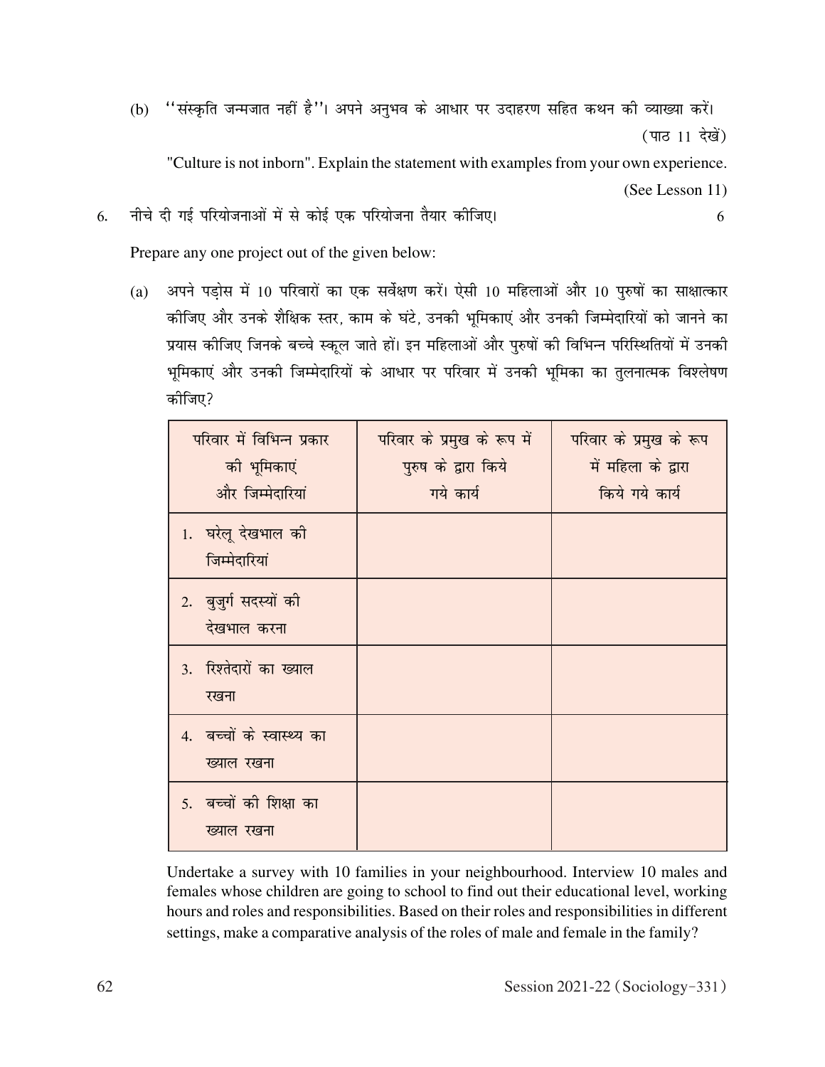(b) ''संस्कृति जन्मजात नहीं है''। अपने अनुभव के आधार पर उदाहरण सहित कथन की व्याख्या करें। (पाठ 11 देखें)

"Culture is not inborn". Explain the statement with examples from your own experience. (See Lesson 11)

6. नीचे दी गई परियोजनाओं में से कोई एक परियोजना तैयार कीजिए। 6

Prepare any one project out of the given below:

(a) अपने पड़ोस में 10 परिवारों का एक सर्वेक्षण करें। ऐसी 10 महिलाओं और 10 पुरुषों का साक्षात्कार कीजिए और उनके शैक्षिक स्तर, काम के घंटे, उनकी भूमिकाएं और उनकी जिम्मेदारियों को जानने का प्रयास कीजिए जिनके बच्चे स्कूल जाते हों। इन महिलाओं और पुरुषों की विभिन्न परिस्थितियों में उनकी भूमिकाएं और उनकी जिम्मेदारियों के आधार पर परिवार में उनकी भूमिका का तुलनात्मक विश्लेषण कीजिए?

| परिवार में विभिन्न प्रकार की भूमिकाएं और जिम्मेदारियां | परिवार के प्रमुख के रूप में पुरुष के द्वारा किये गये कार्य | परिवार के प्रमुख के रूप में महिला के द्वारा किये गये कार्य |
|---|---|---|
| 1. घरेलू देखभाल की जिम्मेदारियां | | |
| 2. बुजुर्ग सदस्यों की देखभाल करना | | |
| 3. रिश्तेदारों का ख्याल रखना | | |
| 4. बच्चों के स्वास्थ्य का ख्याल रखना | | |
| 5. बच्चों की शिक्षा का ख्याल रखना | | |

Undertake a survey with 10 families in your neighbourhood. Interview 10 males and females whose children are going to school to find out their educational level, working hours and roles and responsibilities. Based on their roles and responsibilities in different settings, make a comparative analysis of the roles of male and female in the family?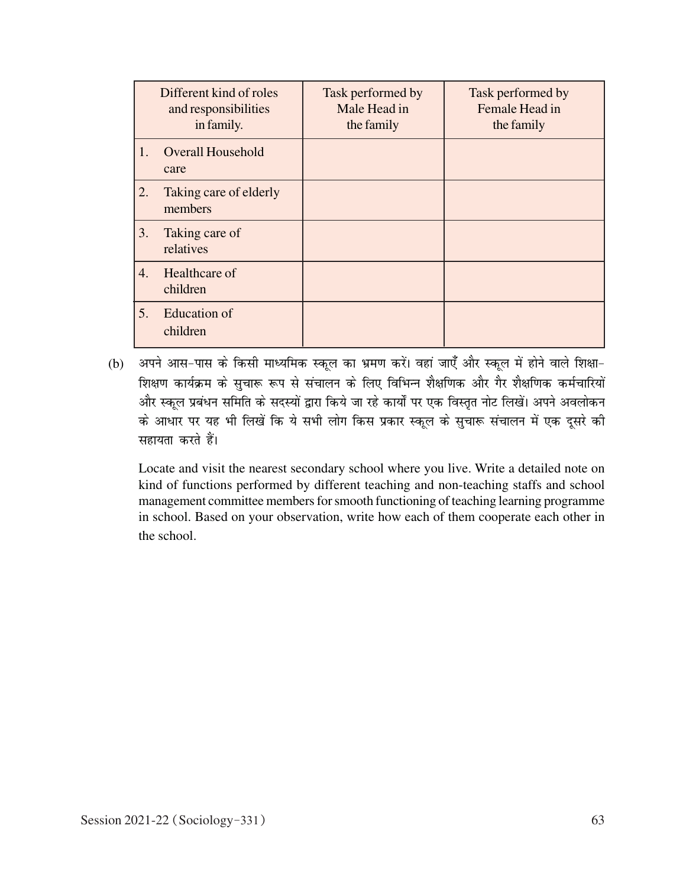| Different kind of roles and responsibilities in family. | Task performed by Male Head in the family | Task performed by Female Head in the family |
|---|---|---|
| 1. Overall Household care | | |
| 2. Taking care of elderly members | | |
| 3. Taking care of relatives | | |
| 4. Healthcare of children | | |
| 5. Education of children | | |

(b) अपने आस-पास के किसी माध्यमिक स्कूल का भ्रमण करें। वहां जाएँ और स्कूल में होने वाले शिक्षा-शिक्षण कार्यक्रम के सुचारू रूप से संचालन के लिए विभिन्न शैक्षणिक और गैर शैक्षणिक कर्मचारियों और स्कूल प्रबंधन समिति के सदस्यों द्वारा किये जा रहे कार्यों पर एक विस्तृत नोट लिखें। अपने अवलोकन के आधार पर यह भी लिखें कि ये सभी लोग किस प्रकार स्कूल के सुचारू संचालन में एक दूसरे की सहायता करते हैं।

Locate and visit the nearest secondary school where you live. Write a detailed note on kind of functions performed by different teaching and non-teaching staffs and school management committee members for smooth functioning of teaching learning programme in school. Based on your observation, write how each of them cooperate each other in the school.